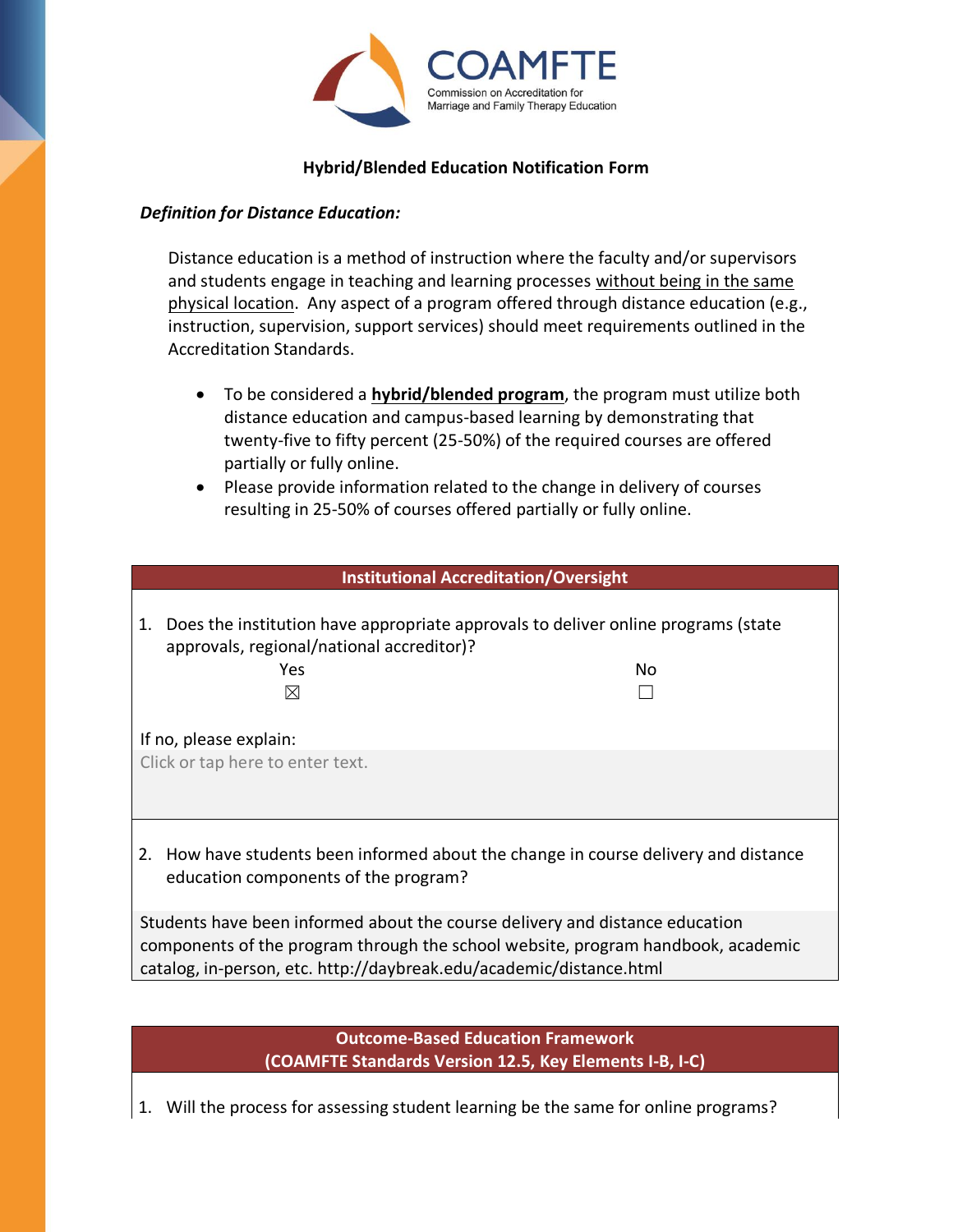COAMFTE
Commission on Accreditation for Marriage and Family Therapy Education

# Hybrid/Blended Education Notification Form

***Definition for Distance Education:***

Distance education is a method of instruction where the faculty and/or supervisors and students engage in teaching and learning processes without being in the same physical location. Any aspect of a program offered through distance education (e.g., instruction, supervision, support services) should meet requirements outlined in the Accreditation Standards.

- To be considered a **hybrid/blended program**, the program must utilize both distance education and campus-based learning by demonstrating that twenty-five to fifty percent (25-50%) of the required courses are offered partially or fully online.
- Please provide information related to the change in delivery of courses resulting in 25-50% of courses offered partially or fully online.

## Institutional Accreditation/Oversight

1. Does the institution have appropriate approvals to deliver online programs (state approvals, regional/national accreditor)?

| Yes | No |
|---|---|
| ☒ | ☐ |

If no, please explain:

Click or tap here to enter text.

2. How have students been informed about the change in course delivery and distance education components of the program?

Students have been informed about the course delivery and distance education components of the program through the school website, program handbook, academic catalog, in-person, etc. http://daybreak.edu/academic/distance.html

## Outcome-Based Education Framework (COAMFTE Standards Version 12.5, Key Elements I-B, I-C)

1. Will the process for assessing student learning be the same for online programs?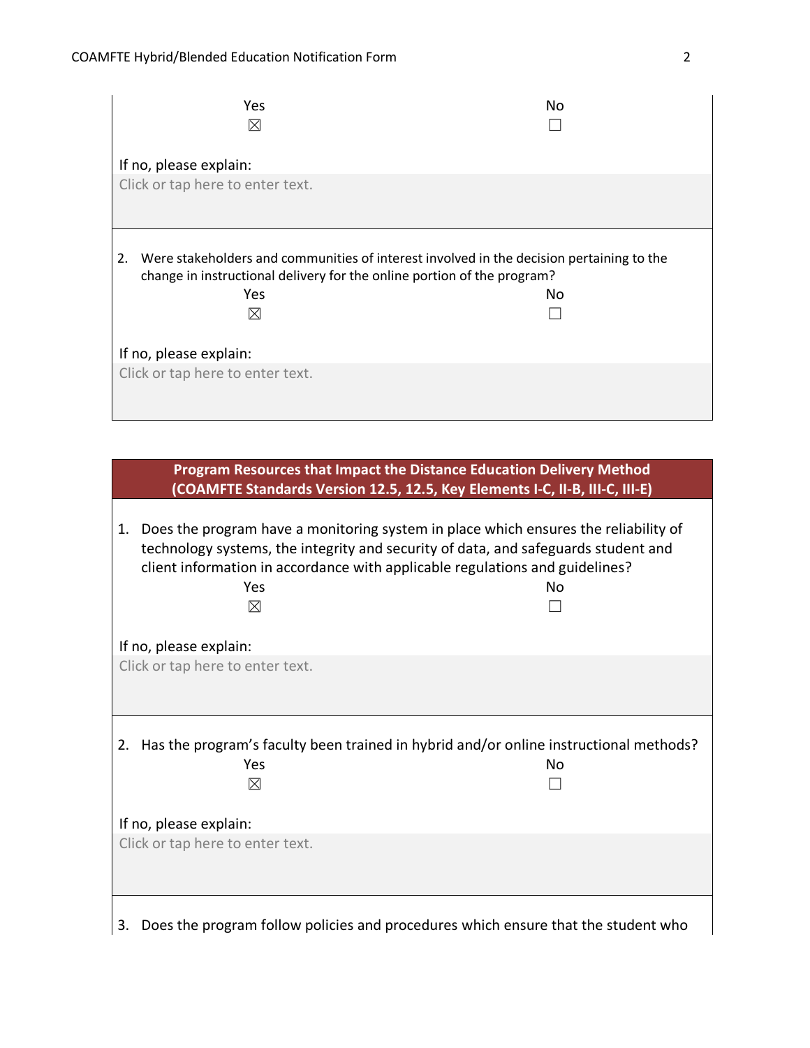| Yes | No |
|---|---|
| ☒ | ☐ |

If no, please explain:
Click or tap here to enter text.

2. Were stakeholders and communities of interest involved in the decision pertaining to the change in instructional delivery for the online portion of the program?

| Yes | No |
|---|---|
| ☒ | ☐ |

If no, please explain:
Click or tap here to enter text.

## Program Resources that Impact the Distance Education Delivery Method (COAMFTE Standards Version 12.5, 12.5, Key Elements I-C, II-B, III-C, III-E)

1. Does the program have a monitoring system in place which ensures the reliability of technology systems, the integrity and security of data, and safeguards student and client information in accordance with applicable regulations and guidelines?

| Yes | No |
|---|---|
| ☒ | ☐ |

If no, please explain:
Click or tap here to enter text.

2. Has the program's faculty been trained in hybrid and/or online instructional methods?

| Yes | No |
|---|---|
| ☒ | ☐ |

If no, please explain:
Click or tap here to enter text.

3. Does the program follow policies and procedures which ensure that the student who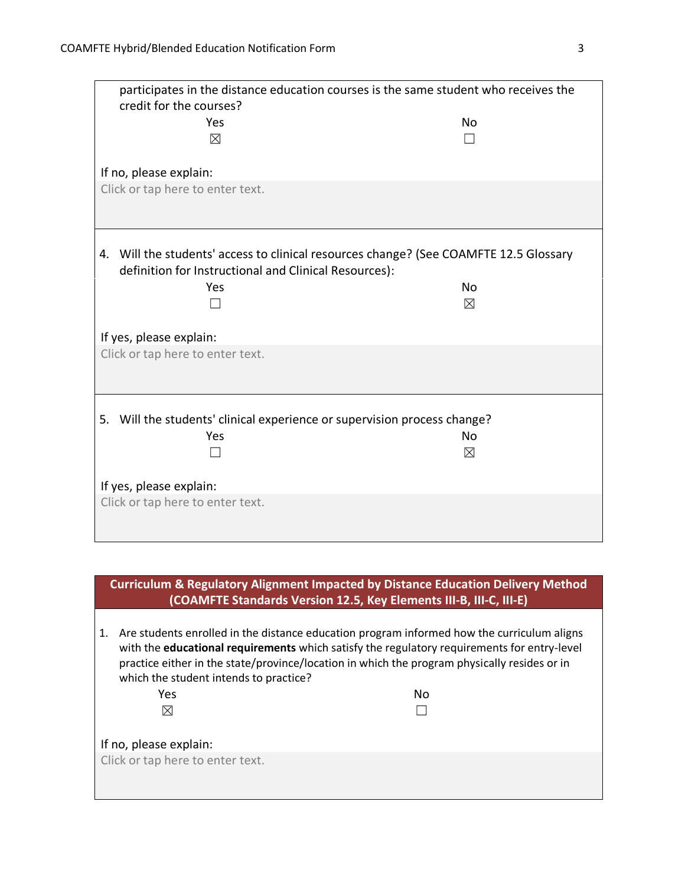participates in the distance education courses is the same student who receives the credit for the courses?

| Yes | No |
|---|---|
| ☒ | ☐ |

If no, please explain:

Click or tap here to enter text.

4. Will the students' access to clinical resources change? (See COAMFTE 12.5 Glossary definition for Instructional and Clinical Resources):

| Yes | No |
|---|---|
| ☐ | ☒ |

If yes, please explain:

Click or tap here to enter text.

5. Will the students' clinical experience or supervision process change?

| Yes | No |
|---|---|
| ☐ | ☒ |

If yes, please explain:

Click or tap here to enter text.

## Curriculum & Regulatory Alignment Impacted by Distance Education Delivery Method (COAMFTE Standards Version 12.5, Key Elements III-B, III-C, III-E)

1. Are students enrolled in the distance education program informed how the curriculum aligns with the **educational requirements** which satisfy the regulatory requirements for entry-level practice either in the state/province/location in which the program physically resides or in which the student intends to practice?

| Yes | No |
|---|---|
| ☒ | ☐ |

If no, please explain:

Click or tap here to enter text.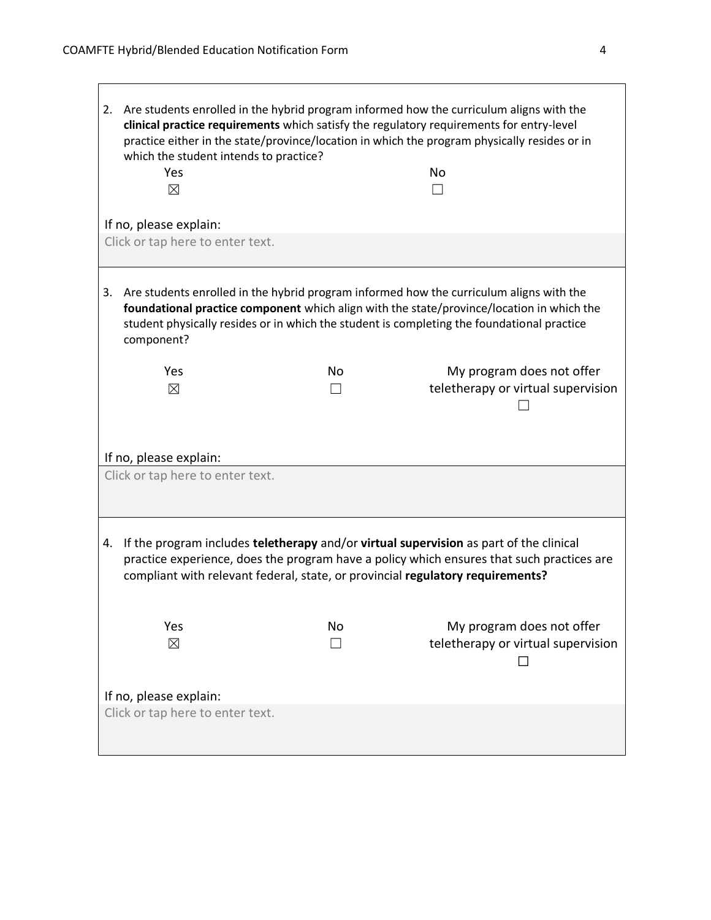2. Are students enrolled in the hybrid program informed how the curriculum aligns with the **clinical practice requirements** which satisfy the regulatory requirements for entry-level practice either in the state/province/location in which the program physically resides or in which the student intends to practice?

| Yes | No |
|---|---|
| ☒ | ☐ |

If no, please explain:

Click or tap here to enter text.

3. Are students enrolled in the hybrid program informed how the curriculum aligns with the **foundational practice component** which align with the state/province/location in which the student physically resides or in which the student is completing the foundational practice component?

| Yes | No | My program does not offer teletherapy or virtual supervision |
|---|---|---|
| ☒ | ☐ | ☐ |

If no, please explain:

Click or tap here to enter text.

4. If the program includes **teletherapy** and/or **virtual supervision** as part of the clinical practice experience, does the program have a policy which ensures that such practices are compliant with relevant federal, state, or provincial **regulatory requirements?**

| Yes | No | My program does not offer teletherapy or virtual supervision |
|---|---|---|
| ☒ | ☐ | ☐ |

If no, please explain:

Click or tap here to enter text.